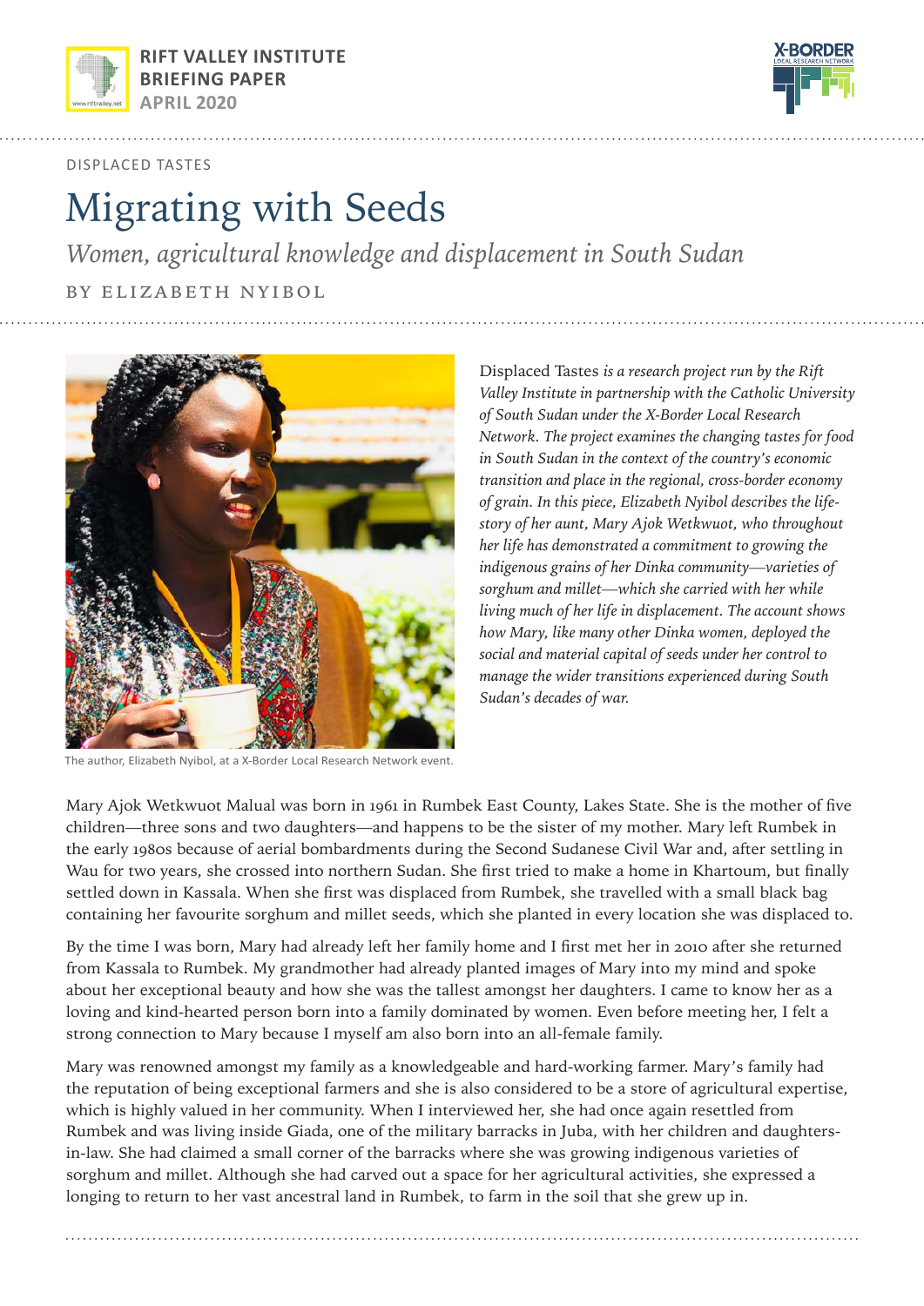RIFT VALLEY INSTITUTE
BRIEFING PAPER
APRIL 2020

DISPLACED TASTES

# Migrating with Seeds

## *Women, agricultural knowledge and displacement in South Sudan*

BY ELIZABETH NYIBOL

The author, Elizabeth Nyibol, at a X-Border Local Research Network event.

*Displaced Tastes is a research project run by the Rift Valley Institute in partnership with the Catholic University of South Sudan under the X-Border Local Research Network. The project examines the changing tastes for food in South Sudan in the context of the country's economic transition and place in the regional, cross-border economy of grain. In this piece, Elizabeth Nyibol describes the life-story of her aunt, Mary Ajok Wetkwuot, who throughout her life has demonstrated a commitment to growing the indigenous grains of her Dinka community—varieties of sorghum and millet—which she carried with her while living much of her life in displacement. The account shows how Mary, like many other Dinka women, deployed the social and material capital of seeds under her control to manage the wider transitions experienced during South Sudan's decades of war.*

Mary Ajok Wetkwuot Malual was born in 1961 in Rumbek East County, Lakes State. She is the mother of five children—three sons and two daughters—and happens to be the sister of my mother. Mary left Rumbek in the early 1980s because of aerial bombardments during the Second Sudanese Civil War and, after settling in Wau for two years, she crossed into northern Sudan. She first tried to make a home in Khartoum, but finally settled down in Kassala. When she first was displaced from Rumbek, she travelled with a small black bag containing her favourite sorghum and millet seeds, which she planted in every location she was displaced to.

By the time I was born, Mary had already left her family home and I first met her in 2010 after she returned from Kassala to Rumbek. My grandmother had already planted images of Mary into my mind and spoke about her exceptional beauty and how she was the tallest amongst her daughters. I came to know her as a loving and kind-hearted person born into a family dominated by women. Even before meeting her, I felt a strong connection to Mary because I myself am also born into an all-female family.

Mary was renowned amongst my family as a knowledgeable and hard-working farmer. Mary's family had the reputation of being exceptional farmers and she is also considered to be a store of agricultural expertise, which is highly valued in her community. When I interviewed her, she had once again resettled from Rumbek and was living inside Giada, one of the military barracks in Juba, with her children and daughters-in-law. She had claimed a small corner of the barracks where she was growing indigenous varieties of sorghum and millet. Although she had carved out a space for her agricultural activities, she expressed a longing to return to her vast ancestral land in Rumbek, to farm in the soil that she grew up in.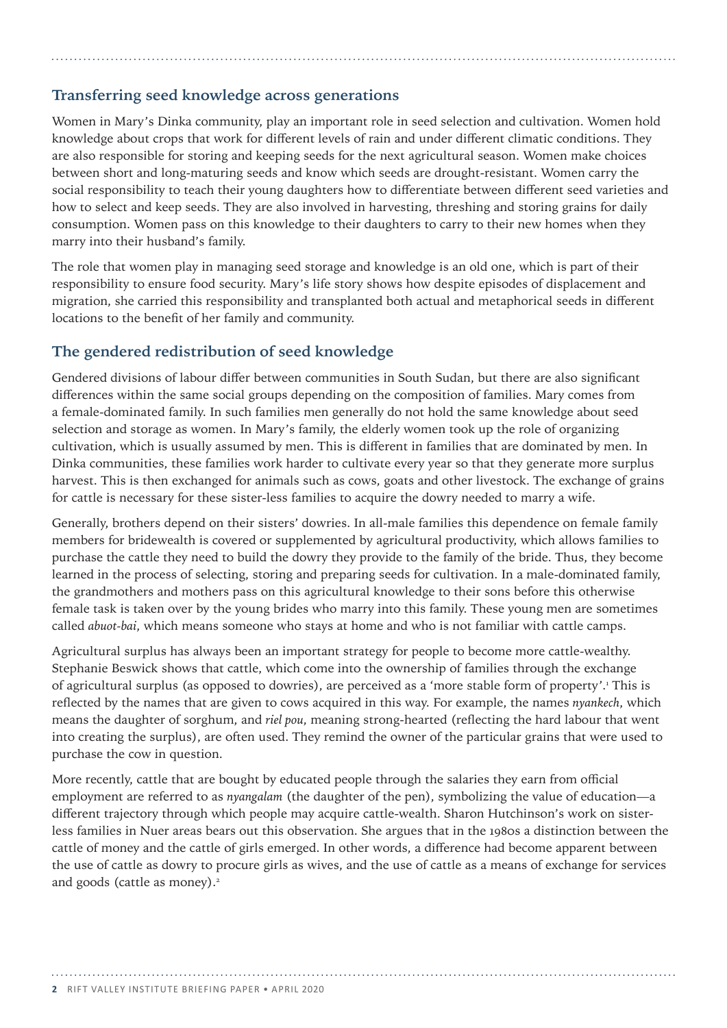## Transferring seed knowledge across generations

Women in Mary's Dinka community, play an important role in seed selection and cultivation. Women hold knowledge about crops that work for different levels of rain and under different climatic conditions. They are also responsible for storing and keeping seeds for the next agricultural season. Women make choices between short and long-maturing seeds and know which seeds are drought-resistant. Women carry the social responsibility to teach their young daughters how to differentiate between different seed varieties and how to select and keep seeds. They are also involved in harvesting, threshing and storing grains for daily consumption. Women pass on this knowledge to their daughters to carry to their new homes when they marry into their husband's family.

The role that women play in managing seed storage and knowledge is an old one, which is part of their responsibility to ensure food security. Mary's life story shows how despite episodes of displacement and migration, she carried this responsibility and transplanted both actual and metaphorical seeds in different locations to the benefit of her family and community.

## The gendered redistribution of seed knowledge

Gendered divisions of labour differ between communities in South Sudan, but there are also significant differences within the same social groups depending on the composition of families. Mary comes from a female-dominated family. In such families men generally do not hold the same knowledge about seed selection and storage as women. In Mary's family, the elderly women took up the role of organizing cultivation, which is usually assumed by men. This is different in families that are dominated by men. In Dinka communities, these families work harder to cultivate every year so that they generate more surplus harvest. This is then exchanged for animals such as cows, goats and other livestock. The exchange of grains for cattle is necessary for these sister-less families to acquire the dowry needed to marry a wife.

Generally, brothers depend on their sisters' dowries. In all-male families this dependence on female family members for bridewealth is covered or supplemented by agricultural productivity, which allows families to purchase the cattle they need to build the dowry they provide to the family of the bride. Thus, they become learned in the process of selecting, storing and preparing seeds for cultivation. In a male-dominated family, the grandmothers and mothers pass on this agricultural knowledge to their sons before this otherwise female task is taken over by the young brides who marry into this family. These young men are sometimes called *abuot-bai*, which means someone who stays at home and who is not familiar with cattle camps.

Agricultural surplus has always been an important strategy for people to become more cattle-wealthy. Stephanie Beswick shows that cattle, which come into the ownership of families through the exchange of agricultural surplus (as opposed to dowries), are perceived as a 'more stable form of property'.[1] This is reflected by the names that are given to cows acquired in this way. For example, the names *nyankech*, which means the daughter of sorghum, and *riel pou*, meaning strong-hearted (reflecting the hard labour that went into creating the surplus), are often used. They remind the owner of the particular grains that were used to purchase the cow in question.

More recently, cattle that are bought by educated people through the salaries they earn from official employment are referred to as *nyangalam* (the daughter of the pen), symbolizing the value of education—a different trajectory through which people may acquire cattle-wealth. Sharon Hutchinson's work on sister-less families in Nuer areas bears out this observation. She argues that in the 1980s a distinction between the cattle of money and the cattle of girls emerged. In other words, a difference had become apparent between the use of cattle as dowry to procure girls as wives, and the use of cattle as a means of exchange for services and goods (cattle as money).[2]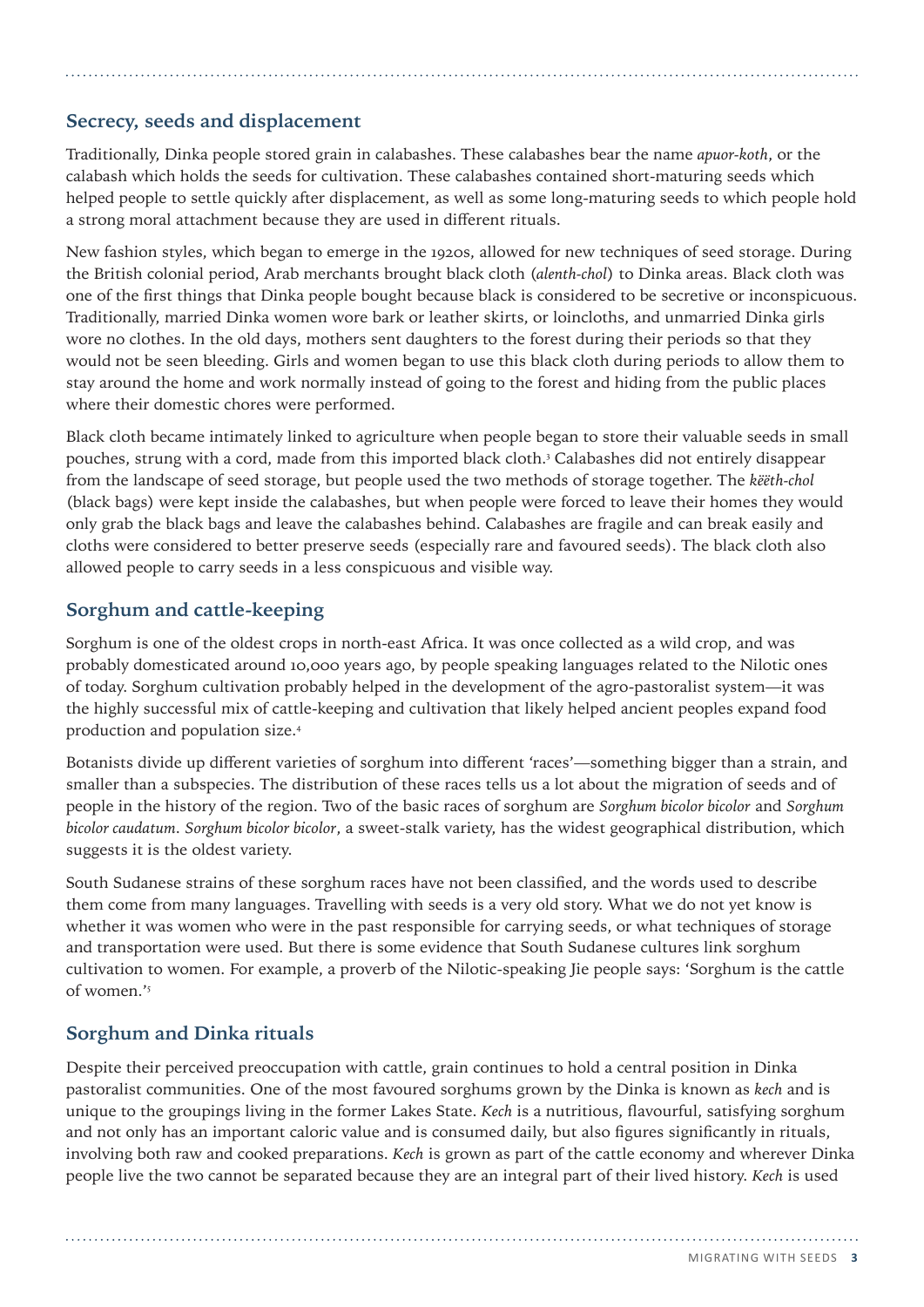## Secrecy, seeds and displacement

Traditionally, Dinka people stored grain in calabashes. These calabashes bear the name *apuor-koth*, or the calabash which holds the seeds for cultivation. These calabashes contained short-maturing seeds which helped people to settle quickly after displacement, as well as some long-maturing seeds to which people hold a strong moral attachment because they are used in different rituals.

New fashion styles, which began to emerge in the 1920s, allowed for new techniques of seed storage. During the British colonial period, Arab merchants brought black cloth (*alenth-chol*) to Dinka areas. Black cloth was one of the first things that Dinka people bought because black is considered to be secretive or inconspicuous. Traditionally, married Dinka women wore bark or leather skirts, or loincloths, and unmarried Dinka girls wore no clothes. In the old days, mothers sent daughters to the forest during their periods so that they would not be seen bleeding. Girls and women began to use this black cloth during periods to allow them to stay around the home and work normally instead of going to the forest and hiding from the public places where their domestic chores were performed.

Black cloth became intimately linked to agriculture when people began to store their valuable seeds in small pouches, strung with a cord, made from this imported black cloth.[3] Calabashes did not entirely disappear from the landscape of seed storage, but people used the two methods of storage together. The *këëth-chol* (black bags) were kept inside the calabashes, but when people were forced to leave their homes they would only grab the black bags and leave the calabashes behind. Calabashes are fragile and can break easily and cloths were considered to better preserve seeds (especially rare and favoured seeds). The black cloth also allowed people to carry seeds in a less conspicuous and visible way.

## Sorghum and cattle-keeping

Sorghum is one of the oldest crops in north-east Africa. It was once collected as a wild crop, and was probably domesticated around 10,000 years ago, by people speaking languages related to the Nilotic ones of today. Sorghum cultivation probably helped in the development of the agro-pastoralist system—it was the highly successful mix of cattle-keeping and cultivation that likely helped ancient peoples expand food production and population size.[4]

Botanists divide up different varieties of sorghum into different 'races'—something bigger than a strain, and smaller than a subspecies. The distribution of these races tells us a lot about the migration of seeds and of people in the history of the region. Two of the basic races of sorghum are *Sorghum bicolor bicolor* and *Sorghum bicolor caudatum*. *Sorghum bicolor bicolor*, a sweet-stalk variety, has the widest geographical distribution, which suggests it is the oldest variety.

South Sudanese strains of these sorghum races have not been classified, and the words used to describe them come from many languages. Travelling with seeds is a very old story. What we do not yet know is whether it was women who were in the past responsible for carrying seeds, or what techniques of storage and transportation were used. But there is some evidence that South Sudanese cultures link sorghum cultivation to women. For example, a proverb of the Nilotic-speaking Jie people says: 'Sorghum is the cattle of women.'[5]

## Sorghum and Dinka rituals

Despite their perceived preoccupation with cattle, grain continues to hold a central position in Dinka pastoralist communities. One of the most favoured sorghums grown by the Dinka is known as *kech* and is unique to the groupings living in the former Lakes State. *Kech* is a nutritious, flavourful, satisfying sorghum and not only has an important caloric value and is consumed daily, but also figures significantly in rituals, involving both raw and cooked preparations. *Kech* is grown as part of the cattle economy and wherever Dinka people live the two cannot be separated because they are an integral part of their lived history. *Kech* is used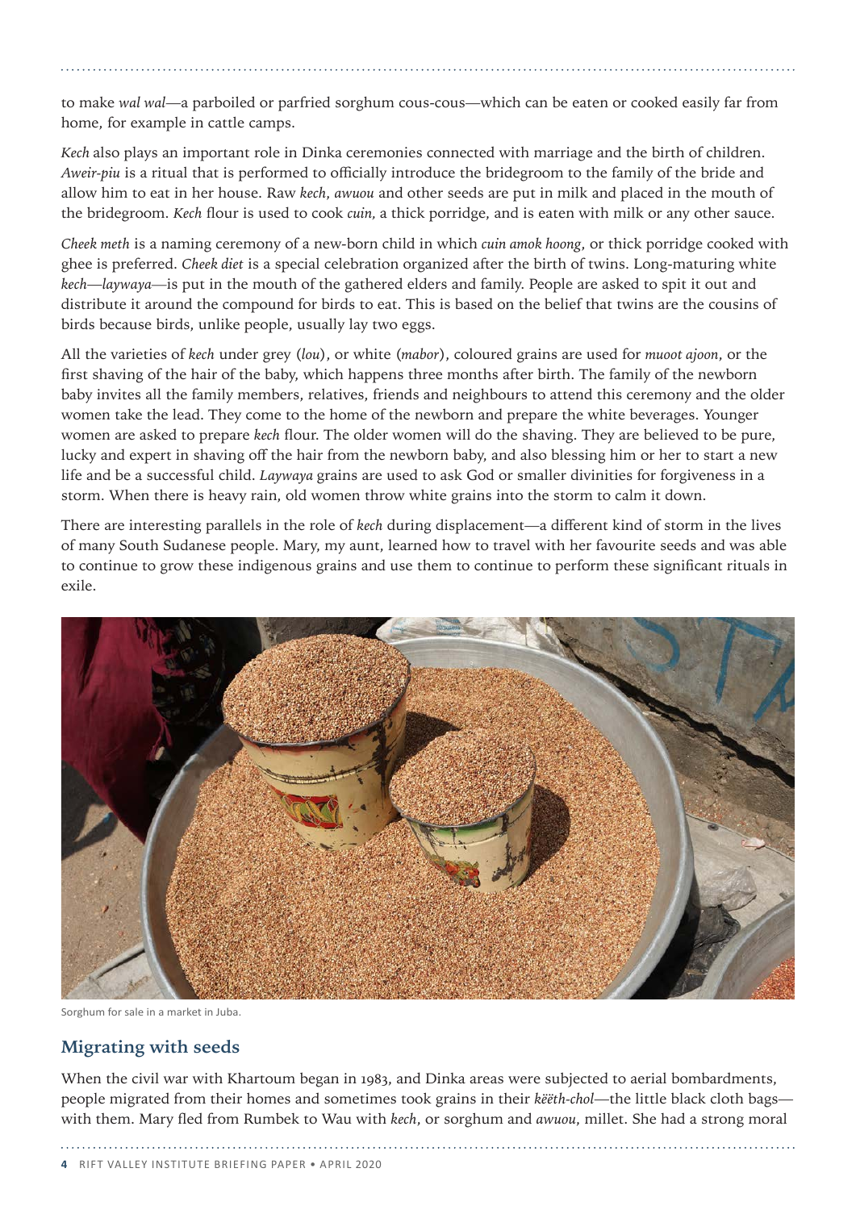to make *wal wal*—a parboiled or parfried sorghum cous-cous—which can be eaten or cooked easily far from home, for example in cattle camps.

*Kech* also plays an important role in Dinka ceremonies connected with marriage and the birth of children. *Aweir-piu* is a ritual that is performed to officially introduce the bridegroom to the family of the bride and allow him to eat in her house. Raw *kech*, *awuou* and other seeds are put in milk and placed in the mouth of the bridegroom. *Kech* flour is used to cook *cuin*, a thick porridge, and is eaten with milk or any other sauce.

*Cheek meth* is a naming ceremony of a new-born child in which *cuin amok hoong*, or thick porridge cooked with ghee is preferred. *Cheek diet* is a special celebration organized after the birth of twins. Long-maturing white *kech*—*laywaya*—is put in the mouth of the gathered elders and family. People are asked to spit it out and distribute it around the compound for birds to eat. This is based on the belief that twins are the cousins of birds because birds, unlike people, usually lay two eggs.

All the varieties of *kech* under grey (*lou*), or white (*mabor*), coloured grains are used for *muoot ajoon*, or the first shaving of the hair of the baby, which happens three months after birth. The family of the newborn baby invites all the family members, relatives, friends and neighbours to attend this ceremony and the older women take the lead. They come to the home of the newborn and prepare the white beverages. Younger women are asked to prepare *kech* flour. The older women will do the shaving. They are believed to be pure, lucky and expert in shaving off the hair from the newborn baby, and also blessing him or her to start a new life and be a successful child. *Laywaya* grains are used to ask God or smaller divinities for forgiveness in a storm. When there is heavy rain, old women throw white grains into the storm to calm it down.

There are interesting parallels in the role of *kech* during displacement—a different kind of storm in the lives of many South Sudanese people. Mary, my aunt, learned how to travel with her favourite seeds and was able to continue to grow these indigenous grains and use them to continue to perform these significant rituals in exile.

Sorghum for sale in a market in Juba.

## Migrating with seeds

When the civil war with Khartoum began in 1983, and Dinka areas were subjected to aerial bombardments, people migrated from their homes and sometimes took grains in their *këëth-chol*—the little black cloth bags—with them. Mary fled from Rumbek to Wau with *kech*, or sorghum and *awuou*, millet. She had a strong moral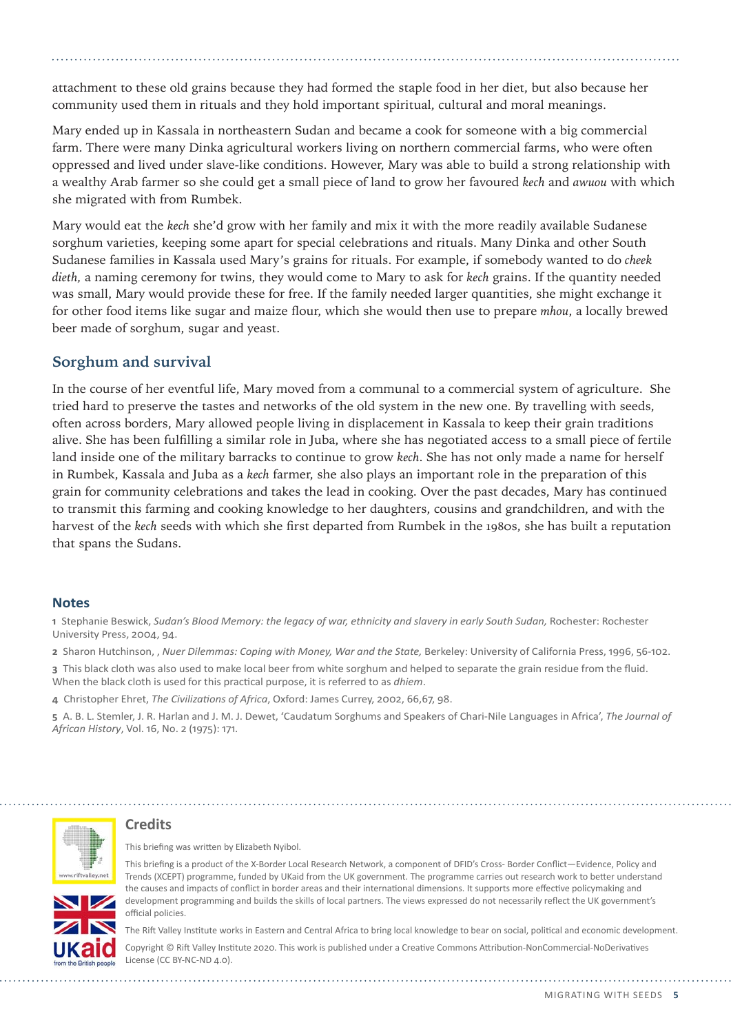attachment to these old grains because they had formed the staple food in her diet, but also because her community used them in rituals and they hold important spiritual, cultural and moral meanings.

Mary ended up in Kassala in northeastern Sudan and became a cook for someone with a big commercial farm. There were many Dinka agricultural workers living on northern commercial farms, who were often oppressed and lived under slave-like conditions. However, Mary was able to build a strong relationship with a wealthy Arab farmer so she could get a small piece of land to grow her favoured *kech* and *awuou* with which she migrated with from Rumbek.

Mary would eat the *kech* she'd grow with her family and mix it with the more readily available Sudanese sorghum varieties, keeping some apart for special celebrations and rituals. Many Dinka and other South Sudanese families in Kassala used Mary's grains for rituals. For example, if somebody wanted to do *cheek dieth,* a naming ceremony for twins, they would come to Mary to ask for *kech* grains. If the quantity needed was small, Mary would provide these for free. If the family needed larger quantities, she might exchange it for other food items like sugar and maize flour, which she would then use to prepare *mhou*, a locally brewed beer made of sorghum, sugar and yeast.

## Sorghum and survival

In the course of her eventful life, Mary moved from a communal to a commercial system of agriculture. She tried hard to preserve the tastes and networks of the old system in the new one. By travelling with seeds, often across borders, Mary allowed people living in displacement in Kassala to keep their grain traditions alive. She has been fulfilling a similar role in Juba, where she has negotiated access to a small piece of fertile land inside one of the military barracks to continue to grow *kech*. She has not only made a name for herself in Rumbek, Kassala and Juba as a *kech* farmer, she also plays an important role in the preparation of this grain for community celebrations and takes the lead in cooking. Over the past decades, Mary has continued to transmit this farming and cooking knowledge to her daughters, cousins and grandchildren, and with the harvest of the *kech* seeds with which she first departed from Rumbek in the 1980s, she has built a reputation that spans the Sudans.

### Notes

**1** Stephanie Beswick, *Sudan's Blood Memory: the legacy of war, ethnicity and slavery in early South Sudan,* Rochester: Rochester University Press, 2004, 94.

**2** Sharon Hutchinson, , *Nuer Dilemmas: Coping with Money, War and the State,* Berkeley: University of California Press, 1996, 56-102.

**3** This black cloth was also used to make local beer from white sorghum and helped to separate the grain residue from the fluid. When the black cloth is used for this practical purpose, it is referred to as *dhiem*.

**4** Christopher Ehret, *The Civilizations of Africa*, Oxford: James Currey, 2002, 66,67, 98.

**5** A. B. L. Stemler, J. R. Harlan and J. M. J. Dewet, 'Caudatum Sorghums and Speakers of Chari-Nile Languages in Africa', *The Journal of African History*, Vol. 16, No. 2 (1975): 171.

## Credits

This briefing was written by Elizabeth Nyibol.

This briefing is a product of the X-Border Local Research Network, a component of DFID's Cross- Border Conflict—Evidence, Policy and Trends (XCEPT) programme, funded by UKaid from the UK government. The programme carries out research work to better understand the causes and impacts of conflict in border areas and their international dimensions. It supports more effective policymaking and development programming and builds the skills of local partners. The views expressed do not necessarily reflect the UK government's official policies.

The Rift Valley Institute works in Eastern and Central Africa to bring local knowledge to bear on social, political and economic development.

Copyright © Rift Valley Institute 2020. This work is published under a Creative Commons Attribution-NonCommercial-NoDerivatives License (CC BY-NC-ND 4.0).